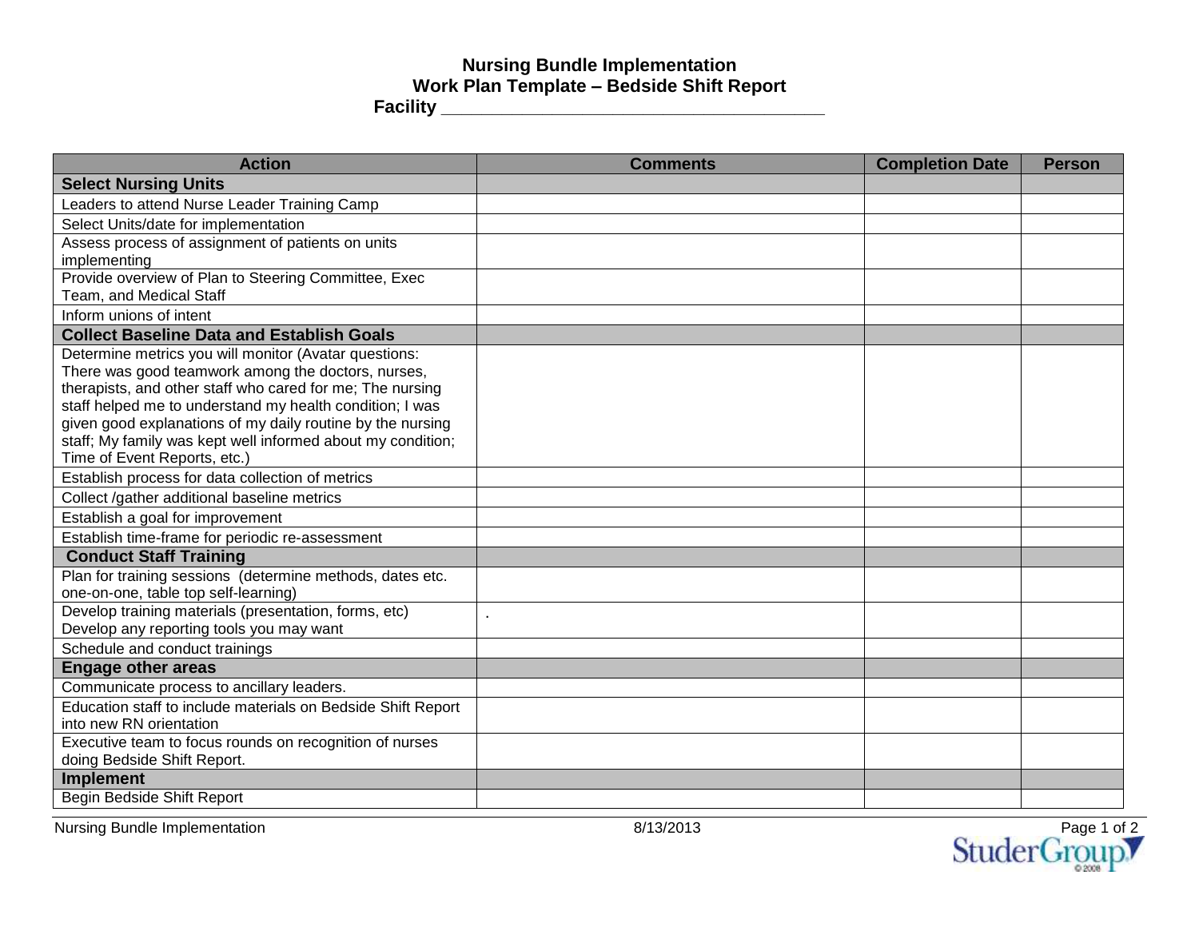# Nursing Bundle Implementation
## Work Plan Template – Bedside Shift Report
**Facility ________________________________________**

| Action | Comments | Completion Date | Person |
|---|---|---|---|
| **Select Nursing Units** | | | |
| Leaders to attend Nurse Leader Training Camp | | | |
| Select Units/date for implementation | | | |
| Assess process of assignment of patients on units implementing | | | |
| Provide overview of Plan to Steering Committee, Exec Team, and Medical Staff | | | |
| Inform unions of intent | | | |
| **Collect Baseline Data and Establish Goals** | | | |
| Determine metrics you will monitor (Avatar questions: There was good teamwork among the doctors, nurses, therapists, and other staff who cared for me; The nursing staff helped me to understand my health condition; I was given good explanations of my daily routine by the nursing staff; My family was kept well informed about my condition; Time of Event Reports, etc.) | | | |
| Establish process for data collection of metrics | | | |
| Collect /gather additional baseline metrics | | | |
| Establish a goal for improvement | | | |
| Establish time-frame for periodic re-assessment | | | |
| **Conduct Staff Training** | | | |
| Plan for training sessions (determine methods, dates etc. one-on-one, table top self-learning) | | | |
| Develop training materials (presentation, forms, etc) Develop any reporting tools you may want | . | | |
| Schedule and conduct trainings | | | |
| **Engage other areas** | | | |
| Communicate process to ancillary leaders. | | | |
| Education staff to include materials on Bedside Shift Report into new RN orientation | | | |
| Executive team to focus rounds on recognition of nurses doing Bedside Shift Report. | | | |
| **Implement** | | | |
| Begin Bedside Shift Report | | | |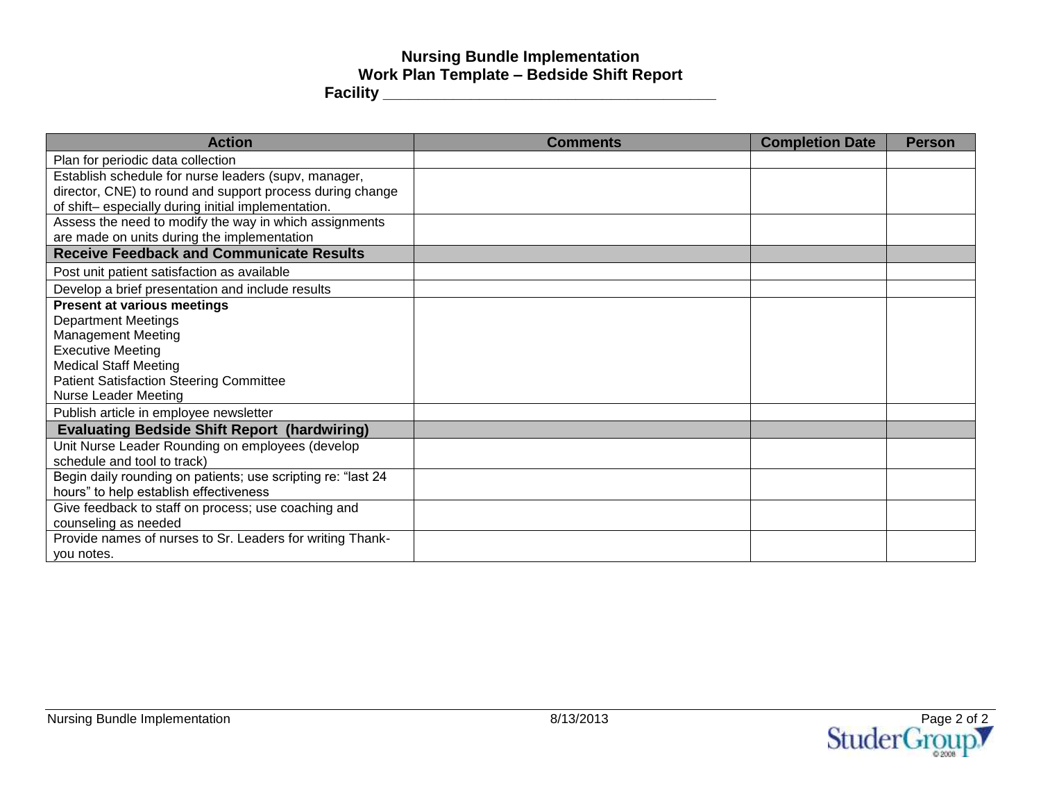# Nursing Bundle Implementation
## Work Plan Template – Bedside Shift Report
**Facility ________________________________________**

| Action | Comments | Completion Date | Person |
|---|---|---|---|
| Plan for periodic data collection | | | |
| Establish schedule for nurse leaders (supv, manager, director, CNE) to round and support process during change of shift– especially during initial implementation. | | | |
| Assess the need to modify the way in which assignments are made on units during the implementation | | | |
| **Receive Feedback and Communicate Results** | | | |
| Post unit patient satisfaction as available | | | |
| Develop a brief presentation and include results | | | |
| **Present at various meetings**<br>Department Meetings<br>Management Meeting<br>Executive Meeting<br>Medical Staff Meeting<br>Patient Satisfaction Steering Committee<br>Nurse Leader Meeting | | | |
| Publish article in employee newsletter | | | |
| **Evaluating Bedside Shift Report (hardwiring)** | | | |
| Unit Nurse Leader Rounding on employees (develop schedule and tool to track) | | | |
| Begin daily rounding on patients; use scripting re: "last 24 hours" to help establish effectiveness | | | |
| Give feedback to staff on process; use coaching and counseling as needed | | | |
| Provide names of nurses to Sr. Leaders for writing Thank-you notes. | | | |